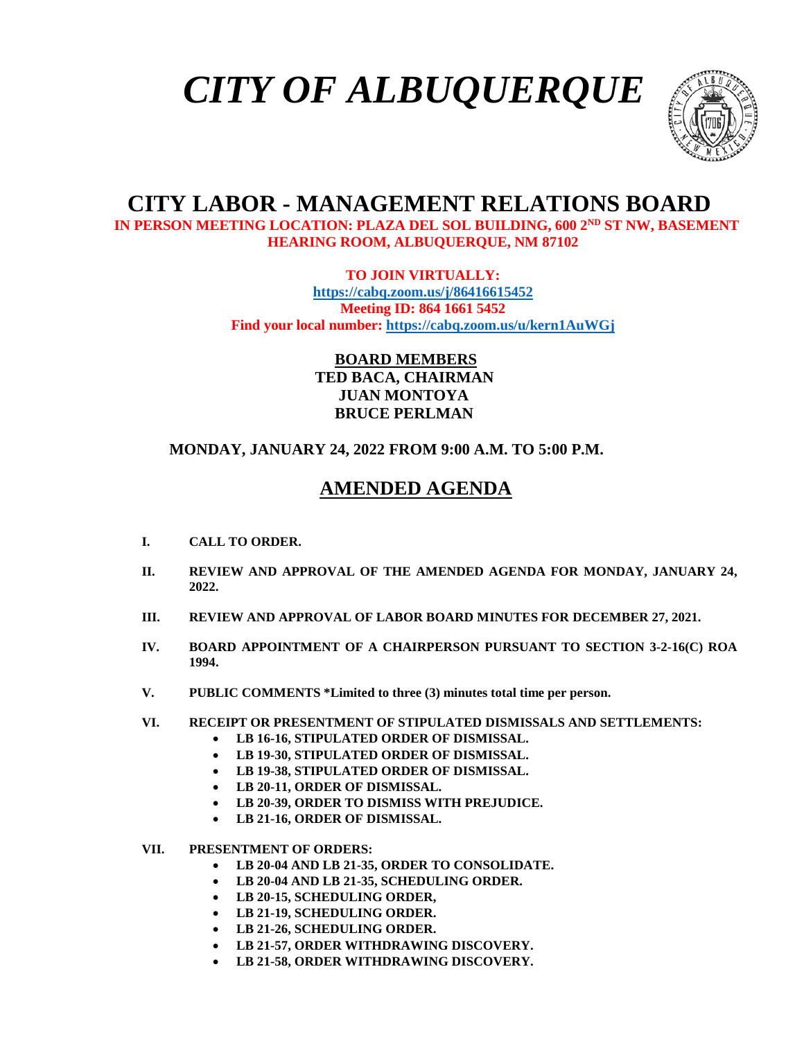# *CITY OF ALBUQUERQUE*

## CITY LABOR - MANAGEMENT RELATIONS BOARD

**IN PERSON MEETING LOCATION: PLAZA DEL SOL BUILDING, 600 2ND ST NW, BASEMENT HEARING ROOM, ALBUQUERQUE, NM 87102**

**TO JOIN VIRTUALLY:**
**https://cabq.zoom.us/j/86416615452**
**Meeting ID: 864 1661 5452**
**Find your local number: https://cabq.zoom.us/u/kern1AuWGj**

**BOARD MEMBERS**
**TED BACA, CHAIRMAN**
**JUAN MONTOYA**
**BRUCE PERLMAN**

**MONDAY, JANUARY 24, 2022 FROM 9:00 A.M. TO 5:00 P.M.**

## AMENDED AGENDA

**I. CALL TO ORDER.**

**II. REVIEW AND APPROVAL OF THE AMENDED AGENDA FOR MONDAY, JANUARY 24, 2022.**

**III. REVIEW AND APPROVAL OF LABOR BOARD MINUTES FOR DECEMBER 27, 2021.**

**IV. BOARD APPOINTMENT OF A CHAIRPERSON PURSUANT TO SECTION 3-2-16(C) ROA 1994.**

**V. PUBLIC COMMENTS *Limited to three (3) minutes total time per person.**

**VI. RECEIPT OR PRESENTMENT OF STIPULATED DISMISSALS AND SETTLEMENTS:**

- **LB 16-16, STIPULATED ORDER OF DISMISSAL.**
- **LB 19-30, STIPULATED ORDER OF DISMISSAL.**
- **LB 19-38, STIPULATED ORDER OF DISMISSAL.**
- **LB 20-11, ORDER OF DISMISSAL.**
- **LB 20-39, ORDER TO DISMISS WITH PREJUDICE.**
- **LB 21-16, ORDER OF DISMISSAL.**

**VII. PRESENTMENT OF ORDERS:**

- **LB 20-04 AND LB 21-35, ORDER TO CONSOLIDATE.**
- **LB 20-04 AND LB 21-35, SCHEDULING ORDER.**
- **LB 20-15, SCHEDULING ORDER,**
- **LB 21-19, SCHEDULING ORDER.**
- **LB 21-26, SCHEDULING ORDER.**
- **LB 21-57, ORDER WITHDRAWING DISCOVERY.**
- **LB 21-58, ORDER WITHDRAWING DISCOVERY.**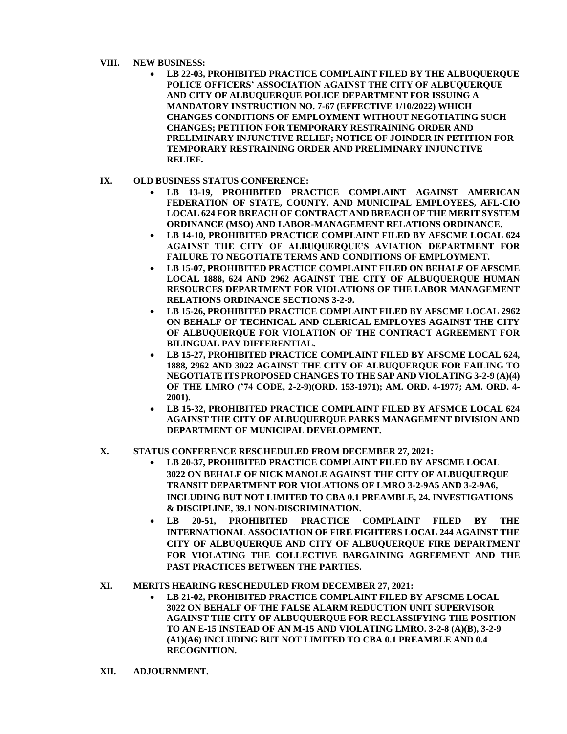**VIII. NEW BUSINESS:**

- **LB 22-03, PROHIBITED PRACTICE COMPLAINT FILED BY THE ALBUQUERQUE POLICE OFFICERS' ASSOCIATION AGAINST THE CITY OF ALBUQUERQUE AND CITY OF ALBUQUERQUE POLICE DEPARTMENT FOR ISSUING A MANDATORY INSTRUCTION NO. 7-67 (EFFECTIVE 1/10/2022) WHICH CHANGES CONDITIONS OF EMPLOYMENT WITHOUT NEGOTIATING SUCH CHANGES; PETITION FOR TEMPORARY RESTRAINING ORDER AND PRELIMINARY INJUNCTIVE RELIEF; NOTICE OF JOINDER IN PETITION FOR TEMPORARY RESTRAINING ORDER AND PRELIMINARY INJUNCTIVE RELIEF.**

**IX. OLD BUSINESS STATUS CONFERENCE:**

- **LB 13-19, PROHIBITED PRACTICE COMPLAINT AGAINST AMERICAN FEDERATION OF STATE, COUNTY, AND MUNICIPAL EMPLOYEES, AFL-CIO LOCAL 624 FOR BREACH OF CONTRACT AND BREACH OF THE MERIT SYSTEM ORDINANCE (MSO) AND LABOR-MANAGEMENT RELATIONS ORDINANCE.**
- **LB 14-10, PROHIBITED PRACTICE COMPLAINT FILED BY AFSCME LOCAL 624 AGAINST THE CITY OF ALBUQUERQUE'S AVIATION DEPARTMENT FOR FAILURE TO NEGOTIATE TERMS AND CONDITIONS OF EMPLOYMENT.**
- **LB 15-07, PROHIBITED PRACTICE COMPLAINT FILED ON BEHALF OF AFSCME LOCAL 1888, 624 AND 2962 AGAINST THE CITY OF ALBUQUERQUE HUMAN RESOURCES DEPARTMENT FOR VIOLATIONS OF THE LABOR MANAGEMENT RELATIONS ORDINANCE SECTIONS 3-2-9.**
- **LB 15-26, PROHIBITED PRACTICE COMPLAINT FILED BY AFSCME LOCAL 2962 ON BEHALF OF TECHNICAL AND CLERICAL EMPLOYES AGAINST THE CITY OF ALBUQUERQUE FOR VIOLATION OF THE CONTRACT AGREEMENT FOR BILINGUAL PAY DIFFERENTIAL.**
- **LB 15-27, PROHIBITED PRACTICE COMPLAINT FILED BY AFSCME LOCAL 624, 1888, 2962 AND 3022 AGAINST THE CITY OF ALBUQUERQUE FOR FAILING TO NEGOTIATE ITS PROPOSED CHANGES TO THE SAP AND VIOLATING 3-2-9 (A)(4) OF THE LMRO ('74 CODE, 2-2-9)(ORD. 153-1971); AM. ORD. 4-1977; AM. ORD. 4-2001).**
- **LB 15-32, PROHIBITED PRACTICE COMPLAINT FILED BY AFSMCE LOCAL 624 AGAINST THE CITY OF ALBUQUERQUE PARKS MANAGEMENT DIVISION AND DEPARTMENT OF MUNICIPAL DEVELOPMENT.**

**X. STATUS CONFERENCE RESCHEDULED FROM DECEMBER 27, 2021:**

- **LB 20-37, PROHIBITED PRACTICE COMPLAINT FILED BY AFSCME LOCAL 3022 ON BEHALF OF NICK MANOLE AGAINST THE CITY OF ALBUQUERQUE TRANSIT DEPARTMENT FOR VIOLATIONS OF LMRO 3-2-9A5 AND 3-2-9A6, INCLUDING BUT NOT LIMITED TO CBA 0.1 PREAMBLE, 24. INVESTIGATIONS & DISCIPLINE, 39.1 NON-DISCRIMINATION.**
- **LB 20-51, PROHIBITED PRACTICE COMPLAINT FILED BY THE INTERNATIONAL ASSOCIATION OF FIRE FIGHTERS LOCAL 244 AGAINST THE CITY OF ALBUQUERQUE AND CITY OF ALBUQUERQUE FIRE DEPARTMENT FOR VIOLATING THE COLLECTIVE BARGAINING AGREEMENT AND THE PAST PRACTICES BETWEEN THE PARTIES.**

**XI. MERITS HEARING RESCHEDULED FROM DECEMBER 27, 2021:**

- **LB 21-02, PROHIBITED PRACTICE COMPLAINT FILED BY AFSCME LOCAL 3022 ON BEHALF OF THE FALSE ALARM REDUCTION UNIT SUPERVISOR AGAINST THE CITY OF ALBUQUERQUE FOR RECLASSIFYING THE POSITION TO AN E-15 INSTEAD OF AN M-15 AND VIOLATING LMRO. 3-2-8 (A)(B), 3-2-9 (A1)(A6) INCLUDING BUT NOT LIMITED TO CBA 0.1 PREAMBLE AND 0.4 RECOGNITION.**

**XII. ADJOURNMENT.**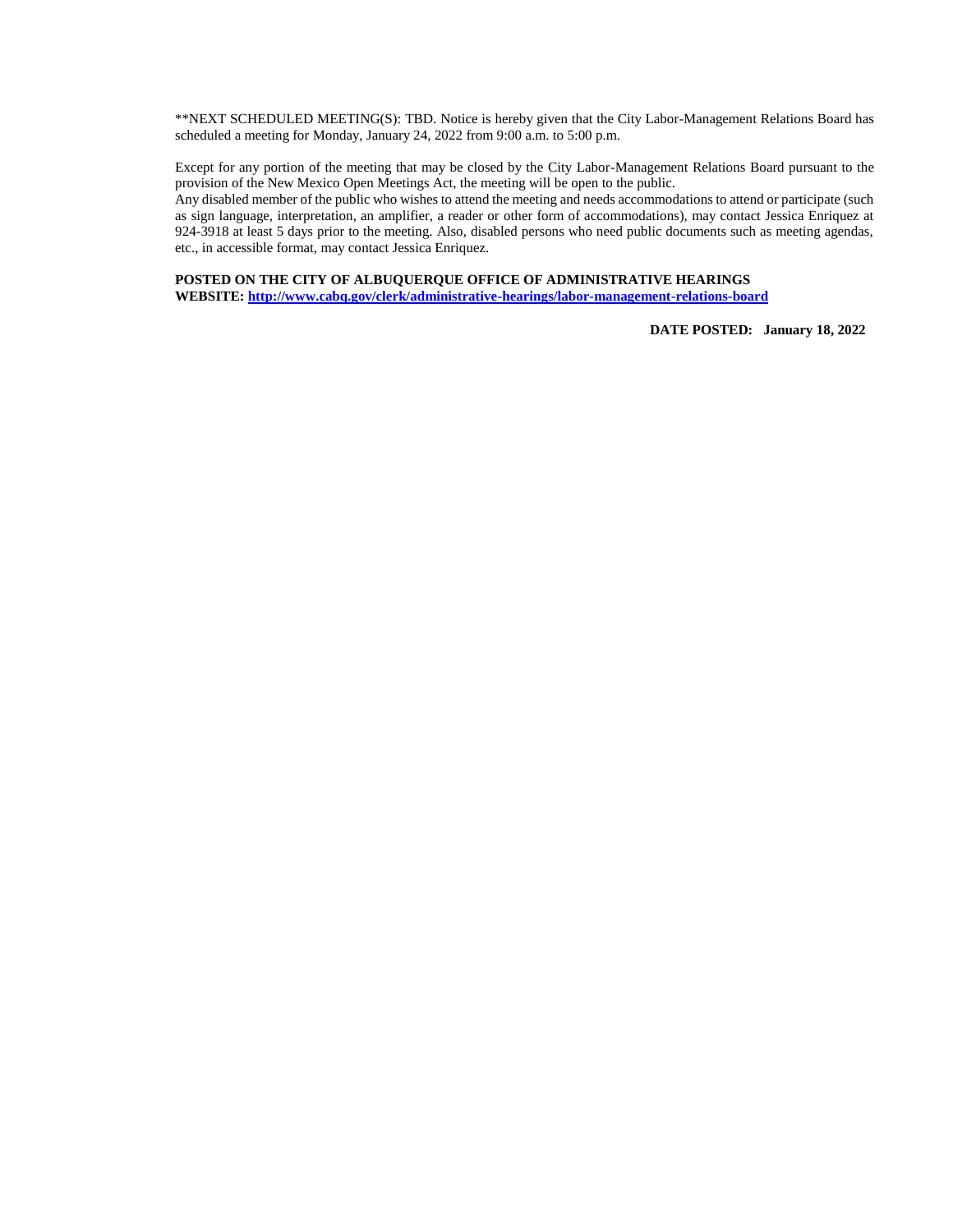**NEXT SCHEDULED MEETING(S): TBD. Notice is hereby given that the City Labor-Management Relations Board has scheduled a meeting for Monday, January 24, 2022 from 9:00 a.m. to 5:00 p.m.

Except for any portion of the meeting that may be closed by the City Labor-Management Relations Board pursuant to the provision of the New Mexico Open Meetings Act, the meeting will be open to the public.
Any disabled member of the public who wishes to attend the meeting and needs accommodations to attend or participate (such as sign language, interpretation, an amplifier, a reader or other form of accommodations), may contact Jessica Enriquez at 924-3918 at least 5 days prior to the meeting. Also, disabled persons who need public documents such as meeting agendas, etc., in accessible format, may contact Jessica Enriquez.

**POSTED ON THE CITY OF ALBUQUERQUE OFFICE OF ADMINISTRATIVE HEARINGS WEBSITE: [http://www.cabq.gov/clerk/administrative-hearings/labor-management-relations-board](http://www.cabq.gov/clerk/administrative-hearings/labor-management-relations-board)**

**DATE POSTED: January 18, 2022**